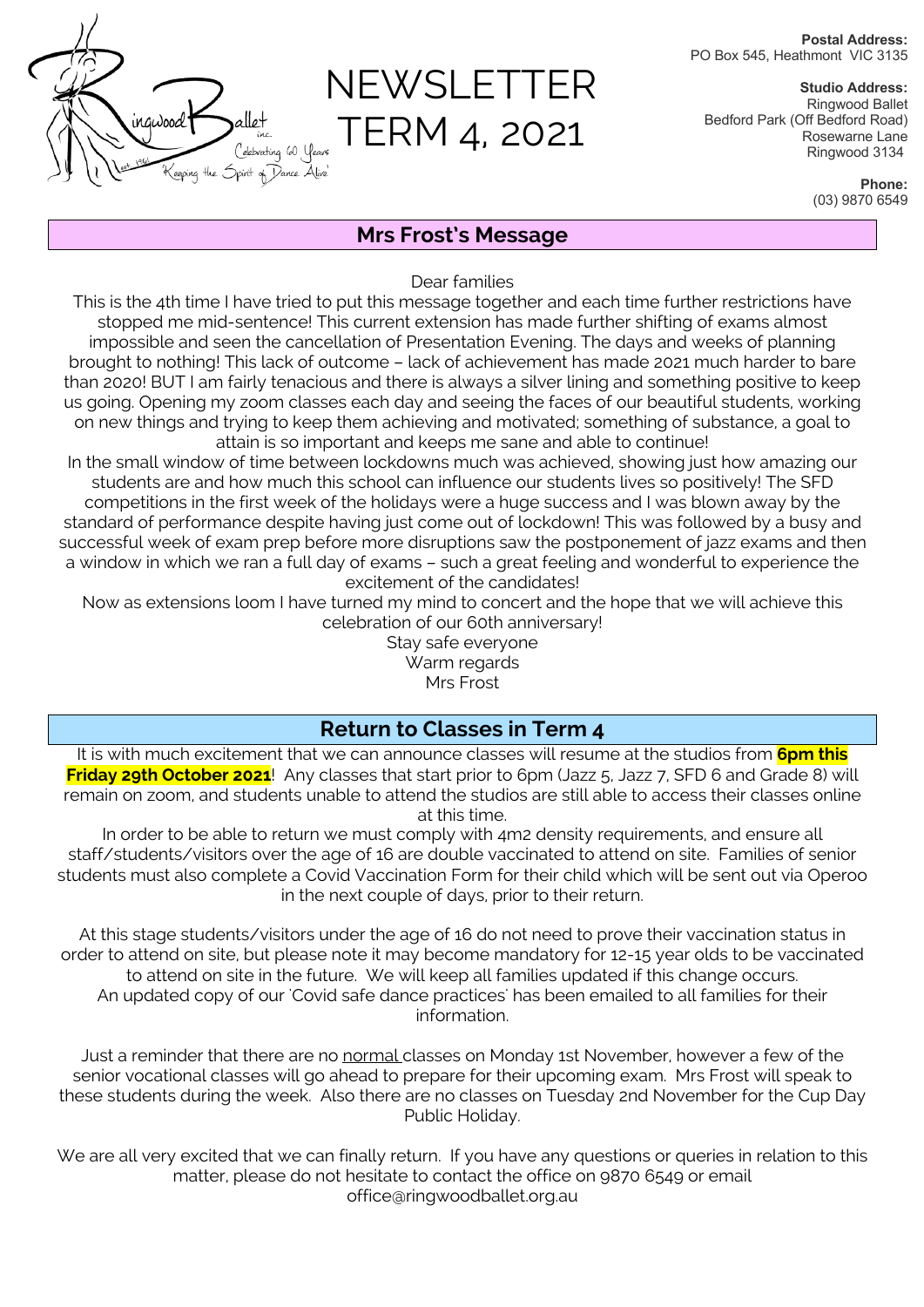Postal Address:
PO Box 545, Heathmont VIC 3135

Studio Address:
Ringwood Ballet
Bedford Park (Off Bedford Road)
Rosewarne Lane
Ringwood 3134

Phone:
(03) 9870 6549

# NEWSLETTER TERM 4, 2021

## Mrs Frost's Message

Dear families

This is the 4th time I have tried to put this message together and each time further restrictions have stopped me mid-sentence! This current extension has made further shifting of exams almost impossible and seen the cancellation of Presentation Evening. The days and weeks of planning brought to nothing! This lack of outcome – lack of achievement has made 2021 much harder to bare than 2020! BUT I am fairly tenacious and there is always a silver lining and something positive to keep us going. Opening my zoom classes each day and seeing the faces of our beautiful students, working on new things and trying to keep them achieving and motivated; something of substance, a goal to attain is so important and keeps me sane and able to continue!

In the small window of time between lockdowns much was achieved, showing just how amazing our students are and how much this school can influence our students lives so positively! The SFD competitions in the first week of the holidays were a huge success and I was blown away by the standard of performance despite having just come out of lockdown! This was followed by a busy and successful week of exam prep before more disruptions saw the postponement of jazz exams and then a window in which we ran a full day of exams – such a great feeling and wonderful to experience the excitement of the candidates!

Now as extensions loom I have turned my mind to concert and the hope that we will achieve this celebration of our 60th anniversary!

Stay safe everyone
Warm regards
Mrs Frost

## Return to Classes in Term 4

It is with much excitement that we can announce classes will resume at the studios from **6pm this Friday 29th October 2021**! Any classes that start prior to 6pm (Jazz 5, Jazz 7, SFD 6 and Grade 8) will remain on zoom, and students unable to attend the studios are still able to access their classes online at this time.

In order to be able to return we must comply with 4m2 density requirements, and ensure all staff/students/visitors over the age of 16 are double vaccinated to attend on site. Families of senior students must also complete a Covid Vaccination Form for their child which will be sent out via Operoo in the next couple of days, prior to their return.

At this stage students/visitors under the age of 16 do not need to prove their vaccination status in order to attend on site, but please note it may become mandatory for 12-15 year olds to be vaccinated to attend on site in the future. We will keep all families updated if this change occurs.
An updated copy of our 'Covid safe dance practices' has been emailed to all families for their information.

Just a reminder that there are no normal classes on Monday 1st November, however a few of the senior vocational classes will go ahead to prepare for their upcoming exam. Mrs Frost will speak to these students during the week. Also there are no classes on Tuesday 2nd November for the Cup Day Public Holiday.

We are all very excited that we can finally return. If you have any questions or queries in relation to this matter, please do not hesitate to contact the office on 9870 6549 or email office@ringwoodballet.org.au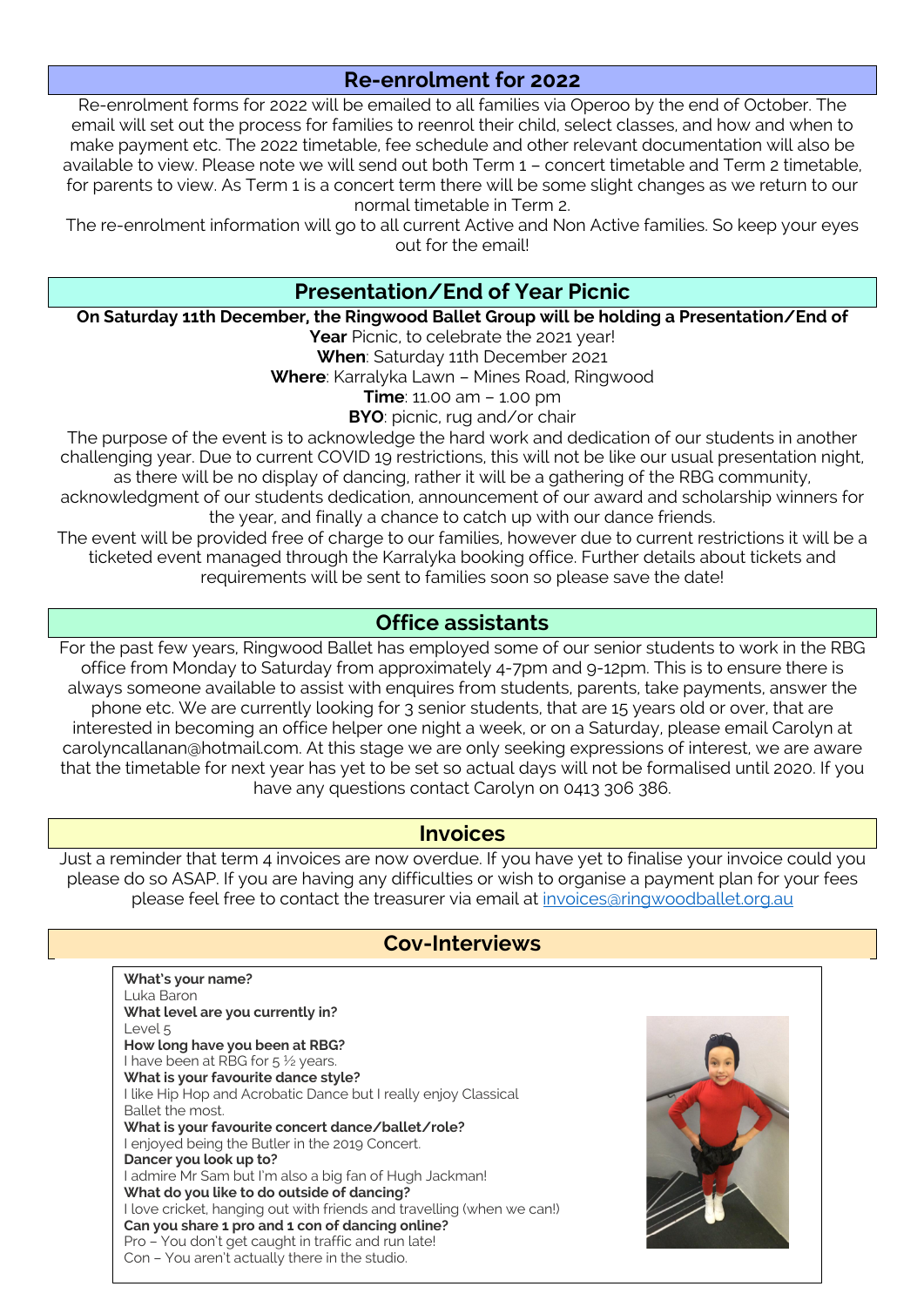## Re-enrolment for 2022

Re-enrolment forms for 2022 will be emailed to all families via Operoo by the end of October. The email will set out the process for families to reenrol their child, select classes, and how and when to make payment etc. The 2022 timetable, fee schedule and other relevant documentation will also be available to view. Please note we will send out both Term 1 – concert timetable and Term 2 timetable, for parents to view. As Term 1 is a concert term there will be some slight changes as we return to our normal timetable in Term 2.

The re-enrolment information will go to all current Active and Non Active families. So keep your eyes out for the email!

## Presentation/End of Year Picnic

**On Saturday 11th December, the Ringwood Ballet Group will be holding a Presentation/End of Year** Picnic, to celebrate the 2021 year!

**When**: Saturday 11th December 2021

**Where**: Karralyka Lawn – Mines Road, Ringwood

**Time**: 11.00 am – 1.00 pm

**BYO**: picnic, rug and/or chair

The purpose of the event is to acknowledge the hard work and dedication of our students in another challenging year. Due to current COVID 19 restrictions, this will not be like our usual presentation night, as there will be no display of dancing, rather it will be a gathering of the RBG community, acknowledgment of our students dedication, announcement of our award and scholarship winners for the year, and finally a chance to catch up with our dance friends.

The event will be provided free of charge to our families, however due to current restrictions it will be a ticketed event managed through the Karralyka booking office. Further details about tickets and requirements will be sent to families soon so please save the date!

## Office assistants

For the past few years, Ringwood Ballet has employed some of our senior students to work in the RBG office from Monday to Saturday from approximately 4-7pm and 9-12pm. This is to ensure there is always someone available to assist with enquires from students, parents, take payments, answer the phone etc. We are currently looking for 3 senior students, that are 15 years old or over, that are interested in becoming an office helper one night a week, or on a Saturday, please email Carolyn at carolyncallanan@hotmail.com. At this stage we are only seeking expressions of interest, we are aware that the timetable for next year has yet to be set so actual days will not be formalised until 2020. If you have any questions contact Carolyn on 0413 306 386.

## Invoices

Just a reminder that term 4 invoices are now overdue. If you have yet to finalise your invoice could you please do so ASAP. If you are having any difficulties or wish to organise a payment plan for your fees please feel free to contact the treasurer via email at invoices@ringwoodballet.org.au

## Cov-Interviews

**What's your name?**
Luka Baron

**What level are you currently in?**
Level 5

**How long have you been at RBG?**
I have been at RBG for 5 ½ years.

**What is your favourite dance style?**
I like Hip Hop and Acrobatic Dance but I really enjoy Classical Ballet the most.

**What is your favourite concert dance/ballet/role?**
I enjoyed being the Butler in the 2019 Concert.

**Dancer you look up to?**
I admire Mr Sam but I'm also a big fan of Hugh Jackman!

**What do you like to do outside of dancing?**
I love cricket, hanging out with friends and travelling (when we can!)

**Can you share 1 pro and 1 con of dancing online?**
Pro – You don't get caught in traffic and run late!
Con – You aren't actually there in the studio.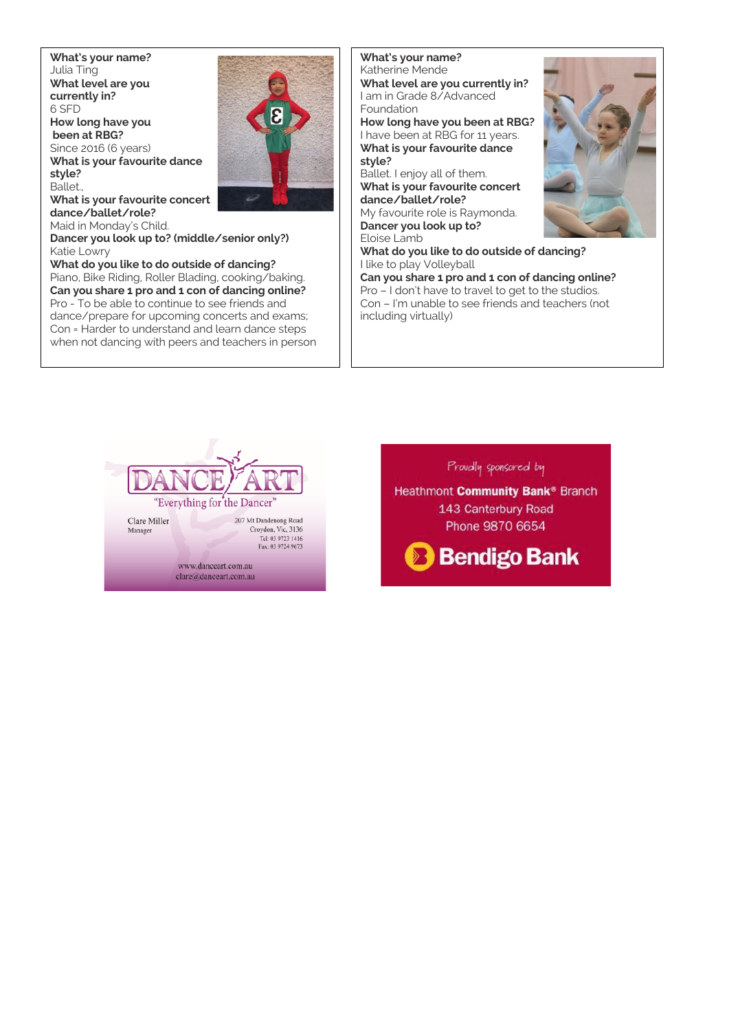**What's your name?**
Julia Ting
**What level are you currently in?**
6 SFD
**How long have you been at RBG?**
Since 2016 (6 years)
**What is your favourite dance style?**
Ballet.,
**What is your favourite concert dance/ballet/role?**
Maid in Monday's Child.
**Dancer you look up to? (middle/senior only?)**
Katie Lowry
**What do you like to do outside of dancing?**
Piano, Bike Riding, Roller Blading, cooking/baking.
**Can you share 1 pro and 1 con of dancing online?**
Pro - To be able to continue to see friends and dance/prepare for upcoming concerts and exams;
Con = Harder to understand and learn dance steps when not dancing with peers and teachers in person

**What's your name?**
Katherine Mende
**What level are you currently in?**
I am in Grade 8/Advanced Foundation
**How long have you been at RBG?**
I have been at RBG for 11 years.
**What is your favourite dance style?**
Ballet. I enjoy all of them.
**What is your favourite concert dance/ballet/role?**
My favourite role is Raymonda.
**Dancer you look up to?**
Eloise Lamb
**What do you like to do outside of dancing?**
I like to play Volleyball
**Can you share 1 pro and 1 con of dancing online?**
Pro – I don't have to travel to get to the studios.
Con – I'm unable to see friends and teachers (not including virtually)

DANCE ART
"Everything for the Dancer"
Clare Miller
Manager
207 Mt Dandenong Road
Croydon, Vic, 3136
Tel: 03 9723 1416
Fax: 03 9724 9673
www.danceart.com.au
clare@danceart.com.au

Proudly sponsored by
Heathmont **Community Bank**® Branch
143 Canterbury Road
Phone 9870 6654
**Bendigo Bank**